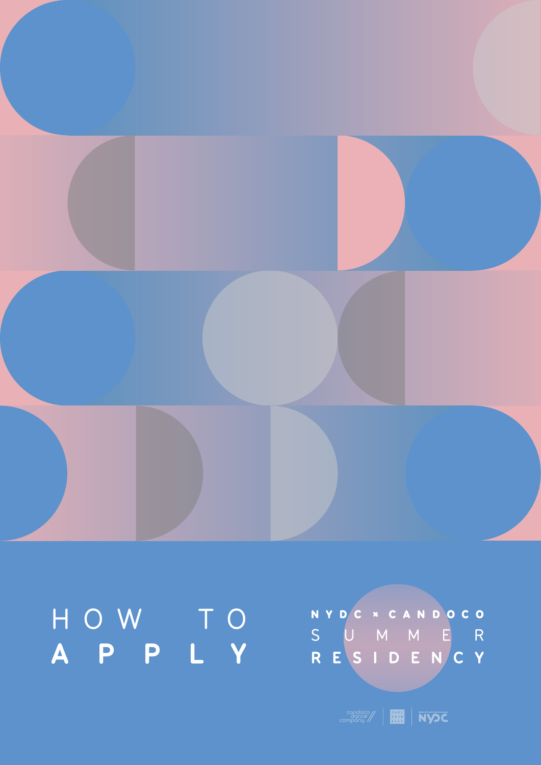# HOW TO APPLY

## NYDC × CANDOCO SUMMER RESIDENCY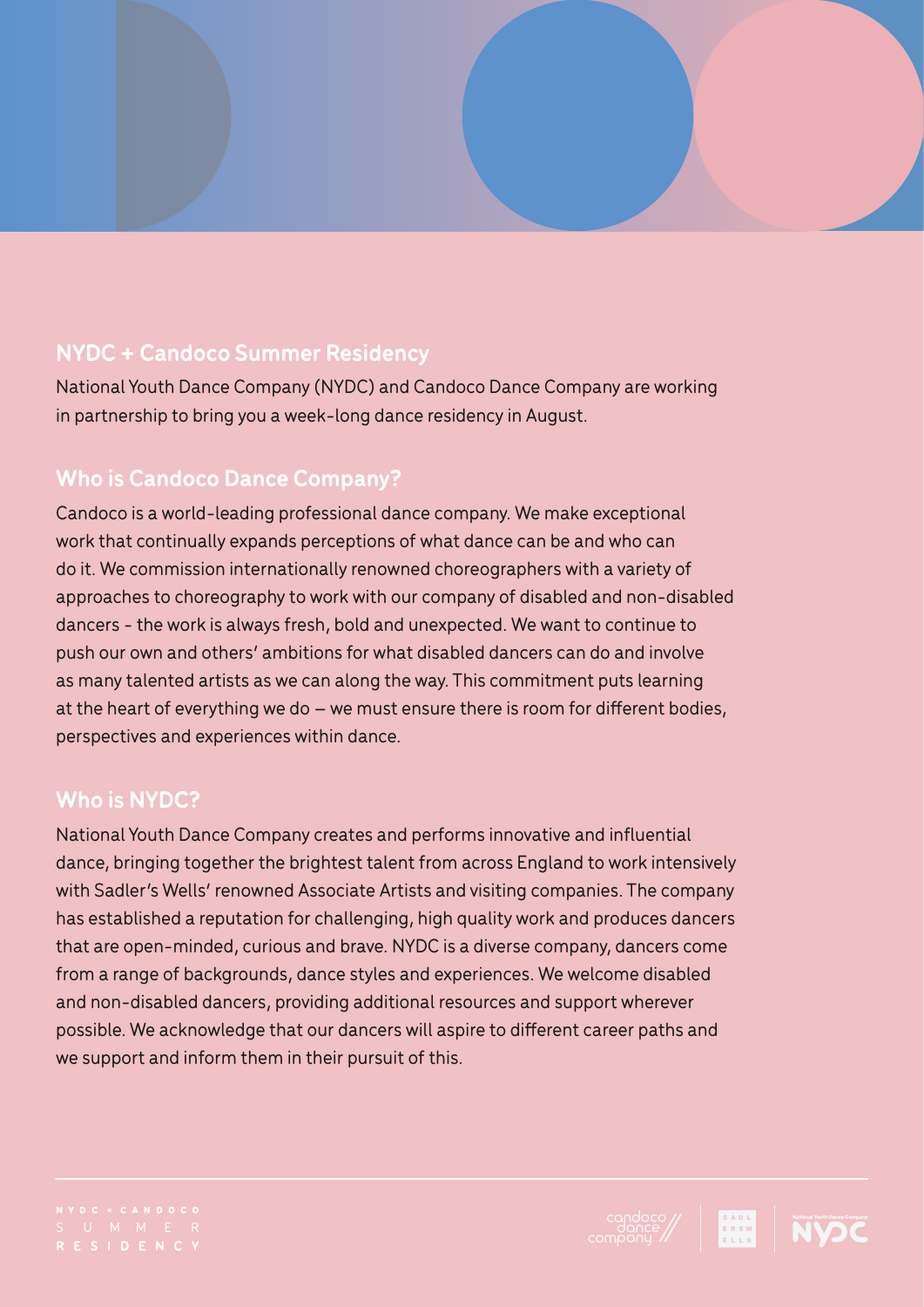## NYDC + Candoco Summer Residency

National Youth Dance Company (NYDC) and Candoco Dance Company are working in partnership to bring you a week-long dance residency in August.

## Who is Candoco Dance Company?

Candoco is a world-leading professional dance company. We make exceptional work that continually expands perceptions of what dance can be and who can do it. We commission internationally renowned choreographers with a variety of approaches to choreography to work with our company of disabled and non-disabled dancers - the work is always fresh, bold and unexpected. We want to continue to push our own and others' ambitions for what disabled dancers can do and involve as many talented artists as we can along the way. This commitment puts learning at the heart of everything we do – we must ensure there is room for different bodies, perspectives and experiences within dance.

## Who is NYDC?

National Youth Dance Company creates and performs innovative and influential dance, bringing together the brightest talent from across England to work intensively with Sadler's Wells' renowned Associate Artists and visiting companies. The company has established a reputation for challenging, high quality work and produces dancers that are open-minded, curious and brave. NYDC is a diverse company, dancers come from a range of backgrounds, dance styles and experiences. We welcome disabled and non-disabled dancers, providing additional resources and support wherever possible. We acknowledge that our dancers will aspire to different career paths and we support and inform them in their pursuit of this.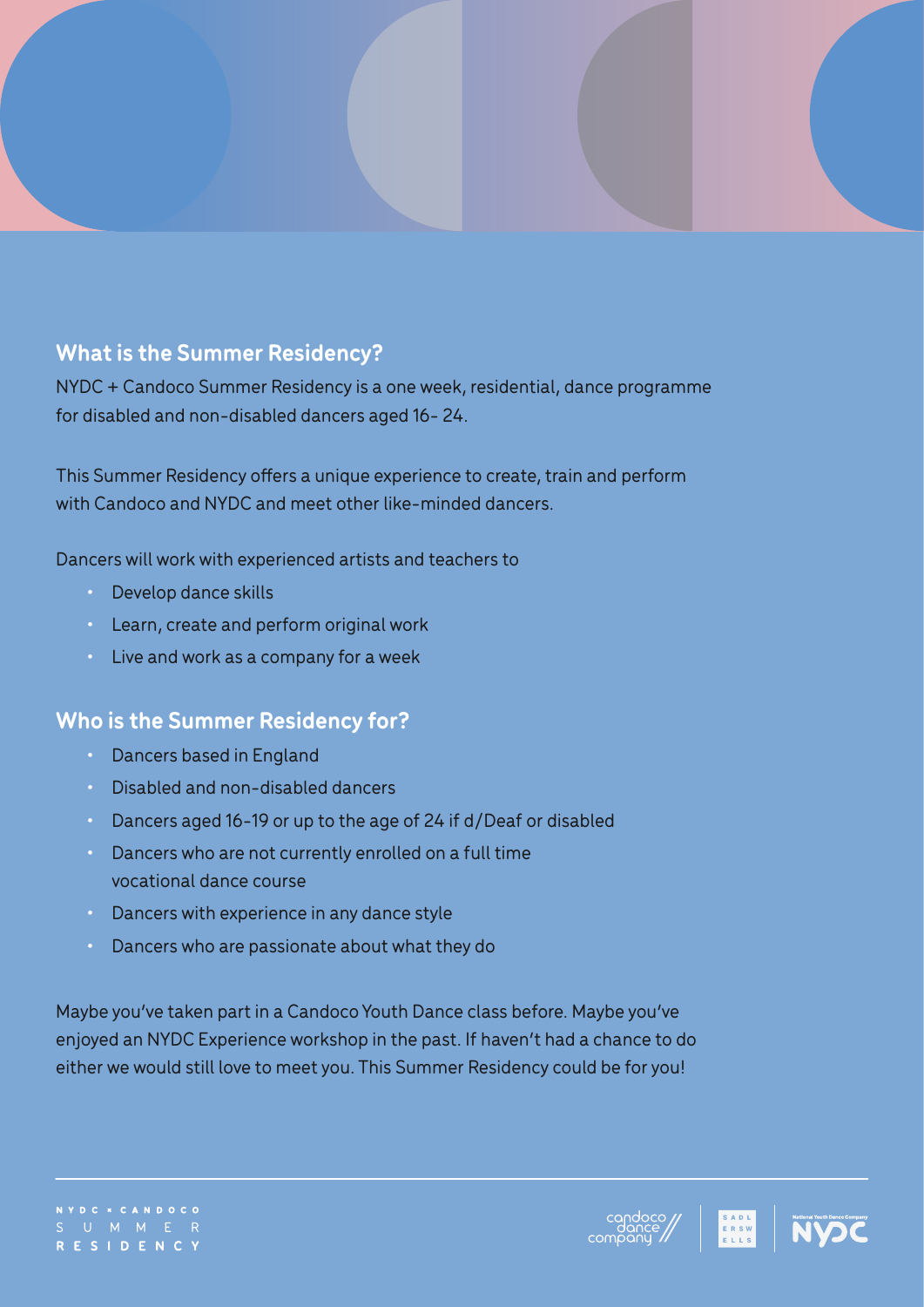## What is the Summer Residency?

NYDC + Candoco Summer Residency is a one week, residential, dance programme for disabled and non-disabled dancers aged 16- 24.

This Summer Residency offers a unique experience to create, train and perform with Candoco and NYDC and meet other like-minded dancers.

Dancers will work with experienced artists and teachers to

- Develop dance skills
- Learn, create and perform original work
- Live and work as a company for a week

## Who is the Summer Residency for?

- Dancers based in England
- Disabled and non-disabled dancers
- Dancers aged 16-19 or up to the age of 24 if d/Deaf or disabled
- Dancers who are not currently enrolled on a full time vocational dance course
- Dancers with experience in any dance style
- Dancers who are passionate about what they do

Maybe you've taken part in a Candoco Youth Dance class before. Maybe you've enjoyed an NYDC Experience workshop in the past. If haven't had a chance to do either we would still love to meet you. This Summer Residency could be for you!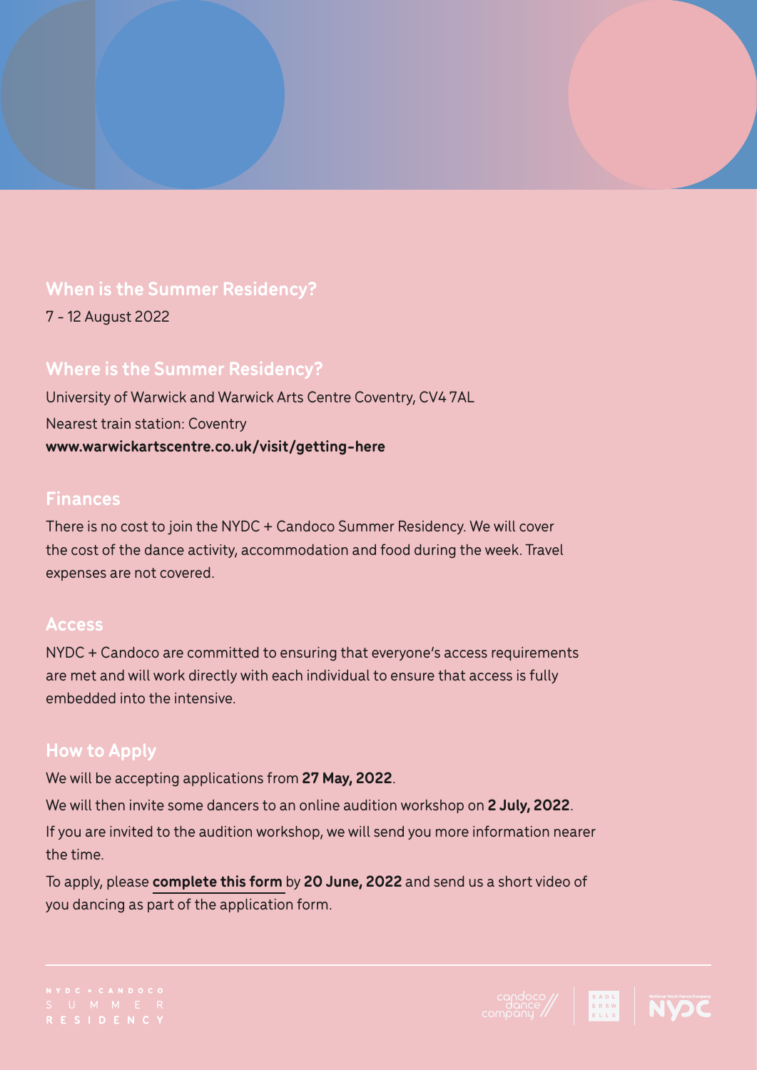## When is the Summer Residency?

7 - 12 August 2022

## Where is the Summer Residency?

University of Warwick and Warwick Arts Centre Coventry, CV4 7AL

Nearest train station: Coventry

**www.warwickartscentre.co.uk/visit/getting-here**

## Finances

There is no cost to join the NYDC + Candoco Summer Residency. We will cover the cost of the dance activity, accommodation and food during the week. Travel expenses are not covered.

## Access

NYDC + Candoco are committed to ensuring that everyone's access requirements are met and will work directly with each individual to ensure that access is fully embedded into the intensive.

## How to Apply

We will be accepting applications from **27 May, 2022**.

We will then invite some dancers to an online audition workshop on **2 July, 2022**.

If you are invited to the audition workshop, we will send you more information nearer the time.

To apply, please **complete this form** by **20 June, 2022** and send us a short video of you dancing as part of the application form.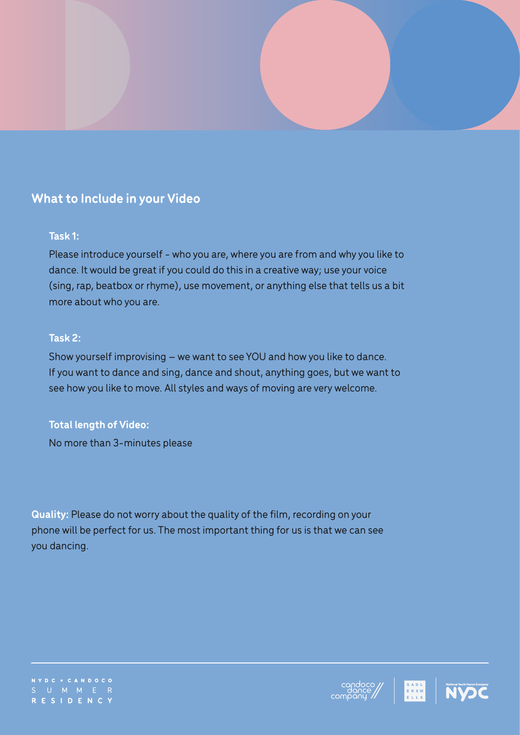## What to Include in your Video

**Task 1:**

Please introduce yourself - who you are, where you are from and why you like to dance. It would be great if you could do this in a creative way; use your voice (sing, rap, beatbox or rhyme), use movement, or anything else that tells us a bit more about who you are.

**Task 2:**

Show yourself improvising – we want to see YOU and how you like to dance. If you want to dance and sing, dance and shout, anything goes, but we want to see how you like to move. All styles and ways of moving are very welcome.

**Total length of Video:**

No more than 3-minutes please

**Quality:** Please do not worry about the quality of the film, recording on your phone will be perfect for us. The most important thing for us is that we can see you dancing.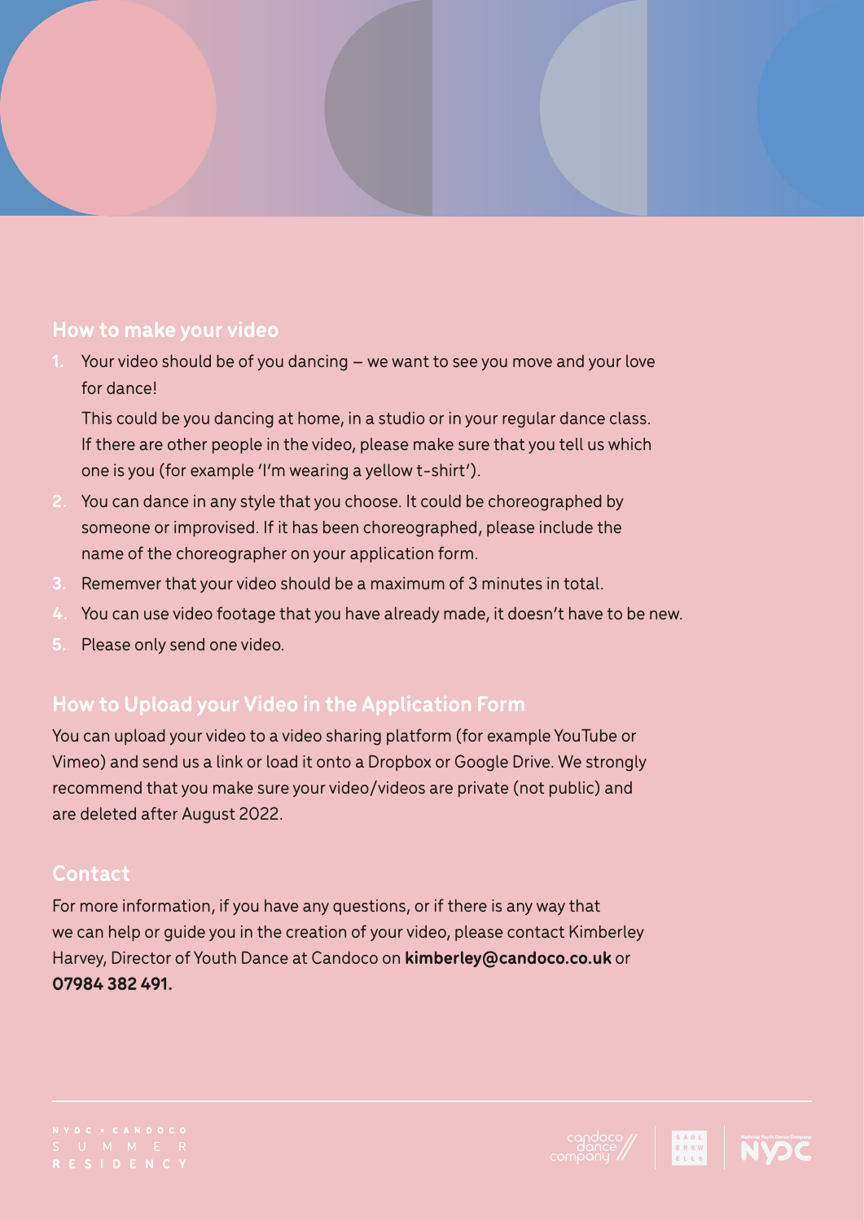## How to make your video

1. Your video should be of you dancing – we want to see you move and your love for dance!

   This could be you dancing at home, in a studio or in your regular dance class. If there are other people in the video, please make sure that you tell us which one is you (for example 'I'm wearing a yellow t-shirt').
2. You can dance in any style that you choose. It could be choreographed by someone or improvised. If it has been choreographed, please include the name of the choreographer on your application form.
3. Rememver that your video should be a maximum of 3 minutes in total.
4. You can use video footage that you have already made, it doesn't have to be new.
5. Please only send one video.

## How to Upload your Video in the Application Form

You can upload your video to a video sharing platform (for example YouTube or Vimeo) and send us a link or load it onto a Dropbox or Google Drive. We strongly recommend that you make sure your video/videos are private (not public) and are deleted after August 2022.

## Contact

For more information, if you have any questions, or if there is any way that we can help or guide you in the creation of your video, please contact Kimberley Harvey, Director of Youth Dance at Candoco on **kimberley@candoco.co.uk** or **07984 382 491.**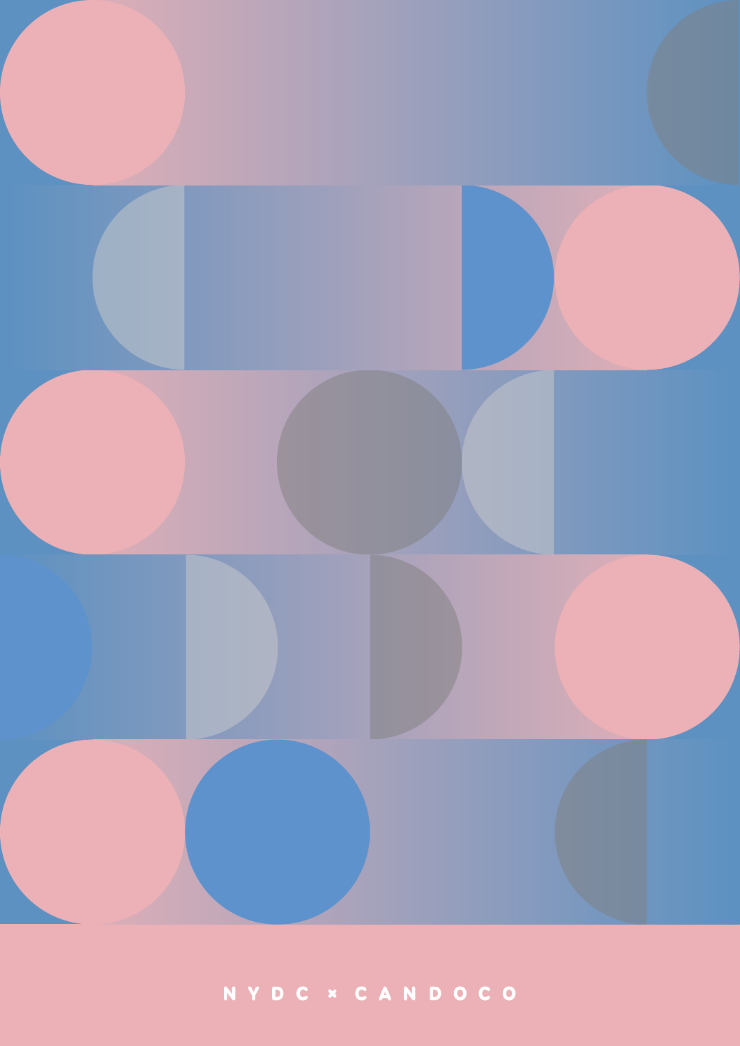NYDC × CANDOCO